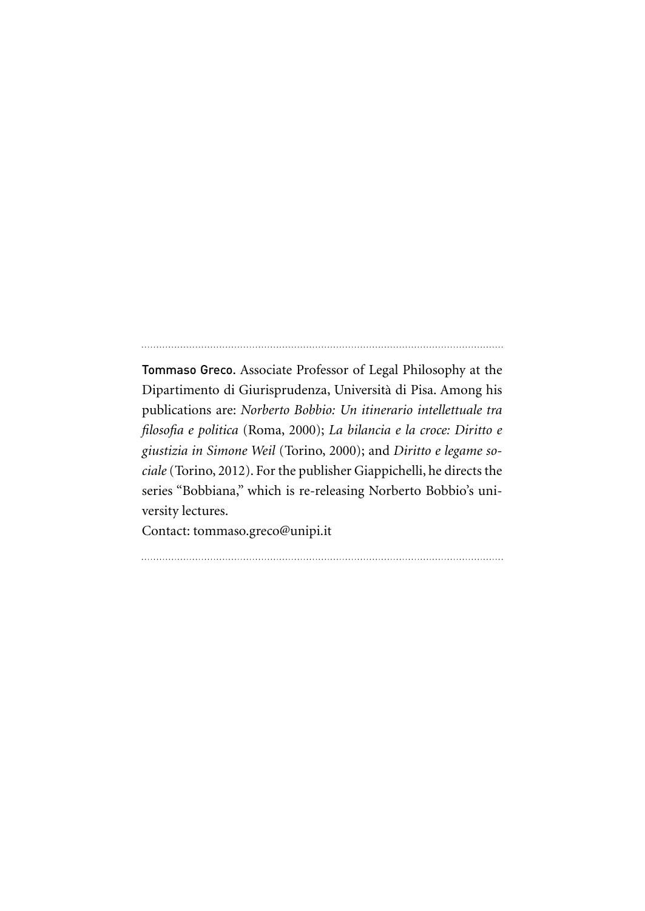**Tommaso Greco.** Associate Professor of Legal Philosophy at the Dipartimento di Giurisprudenza, Università di Pisa. Among his publications are: *Norberto Bobbio: Un itinerario intellettuale tra filosofia e politica* (Roma, 2000); *La bilancia e la croce: Diritto e giustizia in Simone Weil* (Torino, 2000); and *Diritto e legame sociale* (Torino, 2012). For the publisher Giappichelli, he directs the series "Bobbiana," which is re-releasing Norberto Bobbio's university lectures.

Contact: tommaso.greco@unipi.it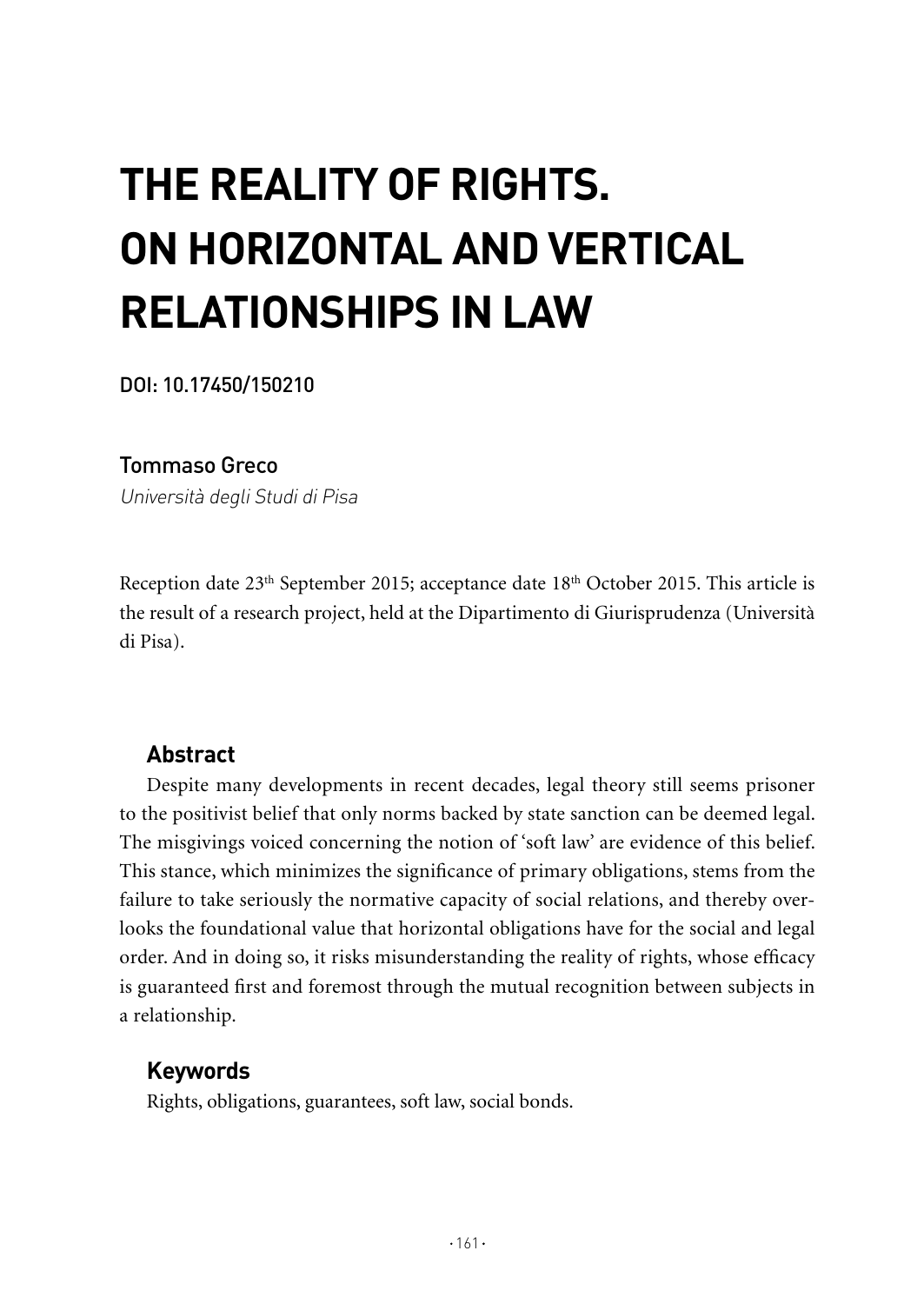# THE REALITY OF RIGHTS. ON HORIZONTAL AND VERTICAL RELATIONSHIPS IN LAW

**DOI: 10.17450/150210**

Tommaso Greco

*Università degli Studi di Pisa*

Reception date 23th September 2015; acceptance date 18th October 2015. This article is the result of a research project, held at the Dipartimento di Giurisprudenza (Università di Pisa).

## Abstract

Despite many developments in recent decades, legal theory still seems prisoner to the positivist belief that only norms backed by state sanction can be deemed legal. The misgivings voiced concerning the notion of 'soft law' are evidence of this belief. This stance, which minimizes the significance of primary obligations, stems from the failure to take seriously the normative capacity of social relations, and thereby overlooks the foundational value that horizontal obligations have for the social and legal order. And in doing so, it risks misunderstanding the reality of rights, whose efficacy is guaranteed first and foremost through the mutual recognition between subjects in a relationship.

## Keywords

Rights, obligations, guarantees, soft law, social bonds.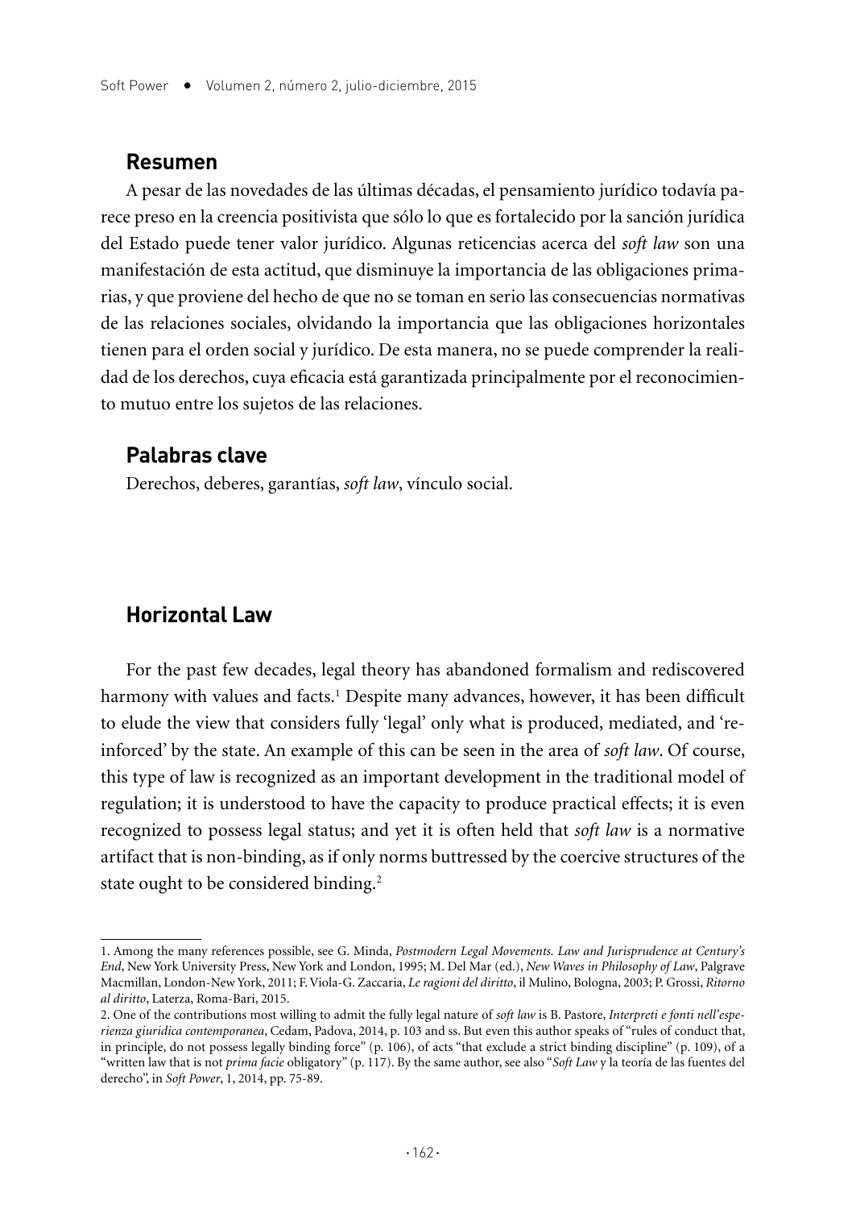## Resumen

A pesar de las novedades de las últimas décadas, el pensamiento jurídico todavía parece preso en la creencia positivista que sólo lo que es fortalecido por la sanción jurídica del Estado puede tener valor jurídico. Algunas reticencias acerca del *soft law* son una manifestación de esta actitud, que disminuye la importancia de las obligaciones primarias, y que proviene del hecho de que no se toman en serio las consecuencias normativas de las relaciones sociales, olvidando la importancia que las obligaciones horizontales tienen para el orden social y jurídico. De esta manera, no se puede comprender la realidad de los derechos, cuya eficacia está garantizada principalmente por el reconocimiento mutuo entre los sujetos de las relaciones.

## Palabras clave

Derechos, deberes, garantías, *soft law*, vínculo social.

## Horizontal Law

For the past few decades, legal theory has abandoned formalism and rediscovered harmony with values and facts.[1] Despite many advances, however, it has been difficult to elude the view that considers fully 'legal' only what is produced, mediated, and 'reinforced' by the state. An example of this can be seen in the area of *soft law*. Of course, this type of law is recognized as an important development in the traditional model of regulation; it is understood to have the capacity to produce practical effects; it is even recognized to possess legal status; and yet it is often held that *soft law* is a normative artifact that is non-binding, as if only norms buttressed by the coercive structures of the state ought to be considered binding.[2]

1. Among the many references possible, see G. Minda, *Postmodern Legal Movements. Law and Jurisprudence at Century's End*, New York University Press, New York and London, 1995; M. Del Mar (ed.), *New Waves in Philosophy of Law*, Palgrave Macmillan, London-New York, 2011; F. Viola-G. Zaccaria, *Le ragioni del diritto*, il Mulino, Bologna, 2003; P. Grossi, *Ritorno al diritto*, Laterza, Roma-Bari, 2015.

2. One of the contributions most willing to admit the fully legal nature of *soft law* is B. Pastore, *Interpreti e fonti nell'esperienza giuridica contemporanea*, Cedam, Padova, 2014, p. 103 and ss. But even this author speaks of "rules of conduct that, in principle, do not possess legally binding force" (p. 106), of acts "that exclude a strict binding discipline" (p. 109), of a "written law that is not *prima facie* obligatory" (p. 117). By the same author, see also "*Soft Law* y la teoría de las fuentes del derecho", in *Soft Power*, 1, 2014, pp. 75-89.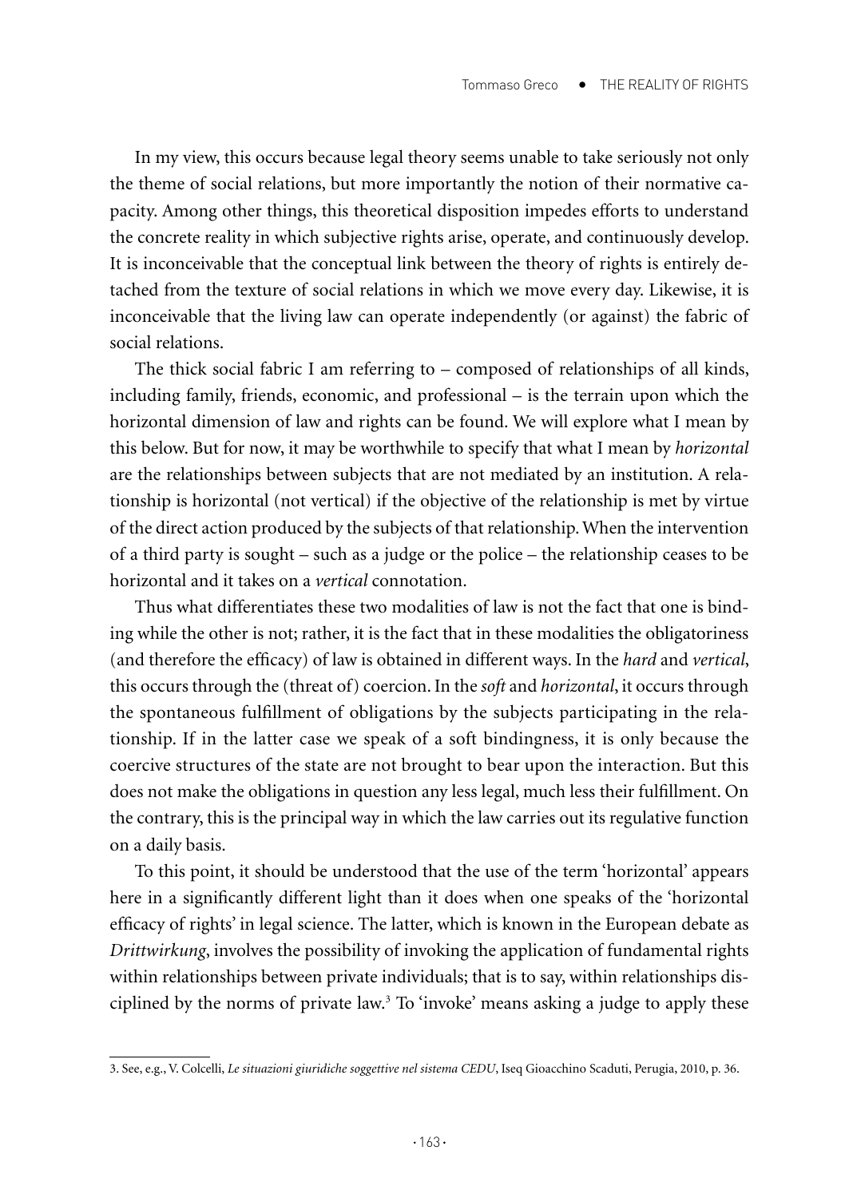In my view, this occurs because legal theory seems unable to take seriously not only the theme of social relations, but more importantly the notion of their normative capacity. Among other things, this theoretical disposition impedes efforts to understand the concrete reality in which subjective rights arise, operate, and continuously develop. It is inconceivable that the conceptual link between the theory of rights is entirely detached from the texture of social relations in which we move every day. Likewise, it is inconceivable that the living law can operate independently (or against) the fabric of social relations.

The thick social fabric I am referring to – composed of relationships of all kinds, including family, friends, economic, and professional – is the terrain upon which the horizontal dimension of law and rights can be found. We will explore what I mean by this below. But for now, it may be worthwhile to specify that what I mean by *horizontal* are the relationships between subjects that are not mediated by an institution. A relationship is horizontal (not vertical) if the objective of the relationship is met by virtue of the direct action produced by the subjects of that relationship. When the intervention of a third party is sought – such as a judge or the police – the relationship ceases to be horizontal and it takes on a *vertical* connotation.

Thus what differentiates these two modalities of law is not the fact that one is binding while the other is not; rather, it is the fact that in these modalities the obligatoriness (and therefore the efficacy) of law is obtained in different ways. In the *hard* and *vertical*, this occurs through the (threat of) coercion. In the *soft* and *horizontal*, it occurs through the spontaneous fulfillment of obligations by the subjects participating in the relationship. If in the latter case we speak of a soft bindingness, it is only because the coercive structures of the state are not brought to bear upon the interaction. But this does not make the obligations in question any less legal, much less their fulfillment. On the contrary, this is the principal way in which the law carries out its regulative function on a daily basis.

To this point, it should be understood that the use of the term 'horizontal' appears here in a significantly different light than it does when one speaks of the 'horizontal efficacy of rights' in legal science. The latter, which is known in the European debate as *Drittwirkung*, involves the possibility of invoking the application of fundamental rights within relationships between private individuals; that is to say, within relationships disciplined by the norms of private law.[3] To 'invoke' means asking a judge to apply these

---

3. See, e.g., V. Colcelli, *Le situazioni giuridiche soggettive nel sistema CEDU*, Iseq Gioacchino Scaduti, Perugia, 2010, p. 36.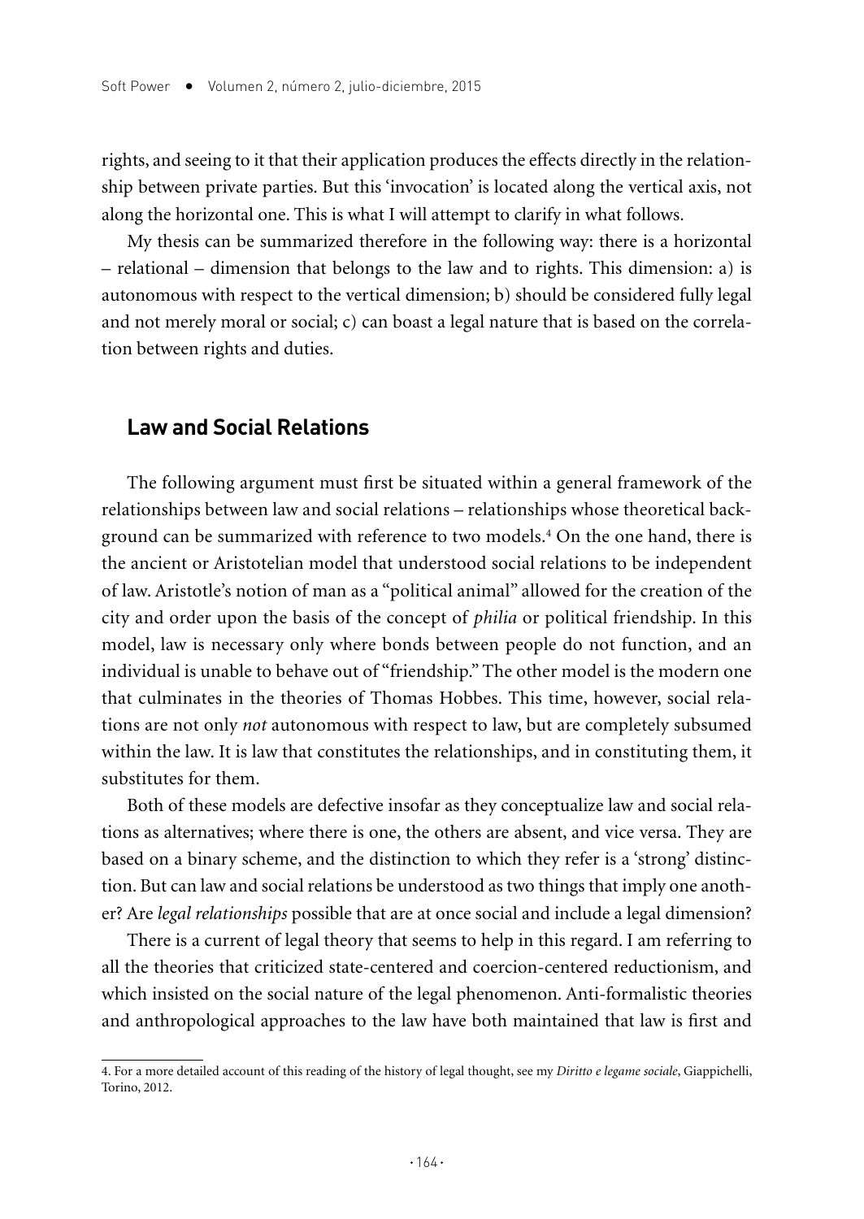rights, and seeing to it that their application produces the effects directly in the relationship between private parties. But this 'invocation' is located along the vertical axis, not along the horizontal one. This is what I will attempt to clarify in what follows.

My thesis can be summarized therefore in the following way: there is a horizontal – relational – dimension that belongs to the law and to rights. This dimension: a) is autonomous with respect to the vertical dimension; b) should be considered fully legal and not merely moral or social; c) can boast a legal nature that is based on the correlation between rights and duties.

## Law and Social Relations

The following argument must first be situated within a general framework of the relationships between law and social relations – relationships whose theoretical background can be summarized with reference to two models.[4] On the one hand, there is the ancient or Aristotelian model that understood social relations to be independent of law. Aristotle's notion of man as a "political animal" allowed for the creation of the city and order upon the basis of the concept of *philia* or political friendship. In this model, law is necessary only where bonds between people do not function, and an individual is unable to behave out of "friendship." The other model is the modern one that culminates in the theories of Thomas Hobbes. This time, however, social relations are not only *not* autonomous with respect to law, but are completely subsumed within the law. It is law that constitutes the relationships, and in constituting them, it substitutes for them.

Both of these models are defective insofar as they conceptualize law and social relations as alternatives; where there is one, the others are absent, and vice versa. They are based on a binary scheme, and the distinction to which they refer is a 'strong' distinction. But can law and social relations be understood as two things that imply one another? Are *legal relationships* possible that are at once social and include a legal dimension?

There is a current of legal theory that seems to help in this regard. I am referring to all the theories that criticized state-centered and coercion-centered reductionism, and which insisted on the social nature of the legal phenomenon. Anti-formalistic theories and anthropological approaches to the law have both maintained that law is first and

4. For a more detailed account of this reading of the history of legal thought, see my *Diritto e legame sociale*, Giappichelli, Torino, 2012.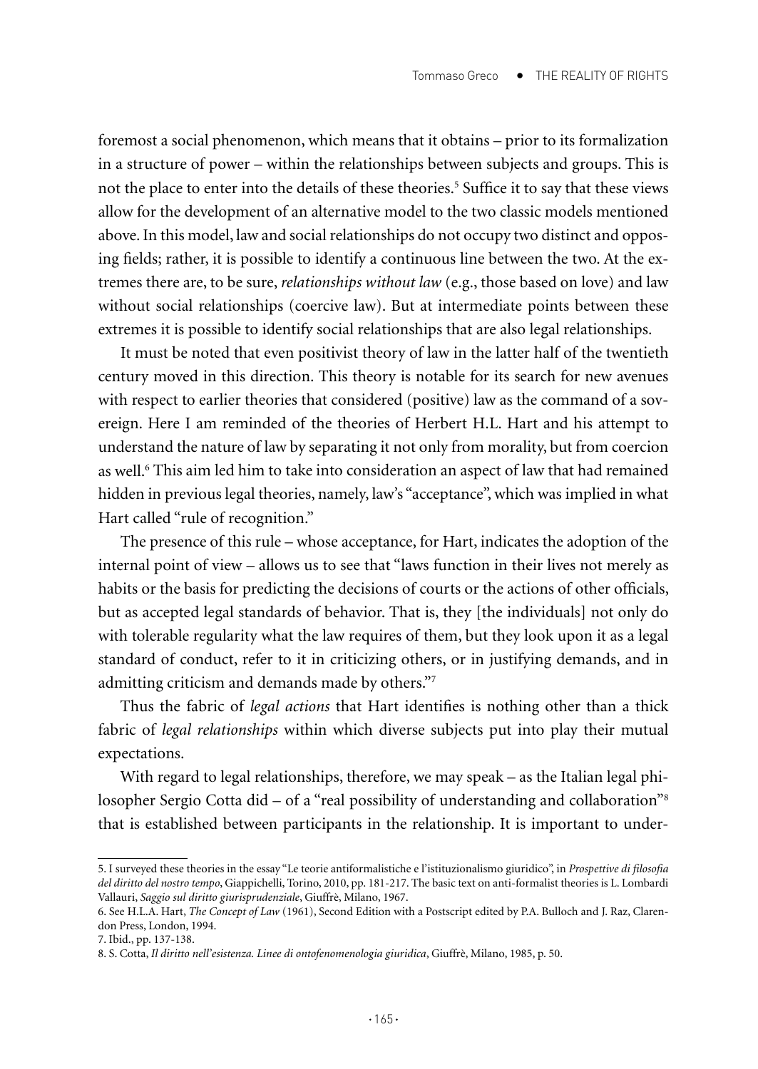foremost a social phenomenon, which means that it obtains – prior to its formalization in a structure of power – within the relationships between subjects and groups. This is not the place to enter into the details of these theories.[5] Suffice it to say that these views allow for the development of an alternative model to the two classic models mentioned above. In this model, law and social relationships do not occupy two distinct and opposing fields; rather, it is possible to identify a continuous line between the two. At the extremes there are, to be sure, *relationships without law* (e.g., those based on love) and law without social relationships (coercive law). But at intermediate points between these extremes it is possible to identify social relationships that are also legal relationships.

It must be noted that even positivist theory of law in the latter half of the twentieth century moved in this direction. This theory is notable for its search for new avenues with respect to earlier theories that considered (positive) law as the command of a sovereign. Here I am reminded of the theories of Herbert H.L. Hart and his attempt to understand the nature of law by separating it not only from morality, but from coercion as well.[6] This aim led him to take into consideration an aspect of law that had remained hidden in previous legal theories, namely, law's "acceptance", which was implied in what Hart called "rule of recognition."

The presence of this rule – whose acceptance, for Hart, indicates the adoption of the internal point of view – allows us to see that "laws function in their lives not merely as habits or the basis for predicting the decisions of courts or the actions of other officials, but as accepted legal standards of behavior. That is, they [the individuals] not only do with tolerable regularity what the law requires of them, but they look upon it as a legal standard of conduct, refer to it in criticizing others, or in justifying demands, and in admitting criticism and demands made by others."[7]

Thus the fabric of *legal actions* that Hart identifies is nothing other than a thick fabric of *legal relationships* within which diverse subjects put into play their mutual expectations.

With regard to legal relationships, therefore, we may speak – as the Italian legal philosopher Sergio Cotta did – of a "real possibility of understanding and collaboration"[8] that is established between participants in the relationship. It is important to under-

---

5. I surveyed these theories in the essay "Le teorie antiformalistiche e l'istituzionalismo giuridico", in *Prospettive di filosofia del diritto del nostro tempo*, Giappichelli, Torino, 2010, pp. 181-217. The basic text on anti-formalist theories is L. Lombardi Vallauri, *Saggio sul diritto giurisprudenziale*, Giuffrè, Milano, 1967.

6. See H.L.A. Hart, *The Concept of Law* (1961), Second Edition with a Postscript edited by P.A. Bulloch and J. Raz, Clarendon Press, London, 1994.

7. Ibid., pp. 137-138.

8. S. Cotta, *Il diritto nell'esistenza. Linee di ontofenomenologia giuridica*, Giuffrè, Milano, 1985, p. 50.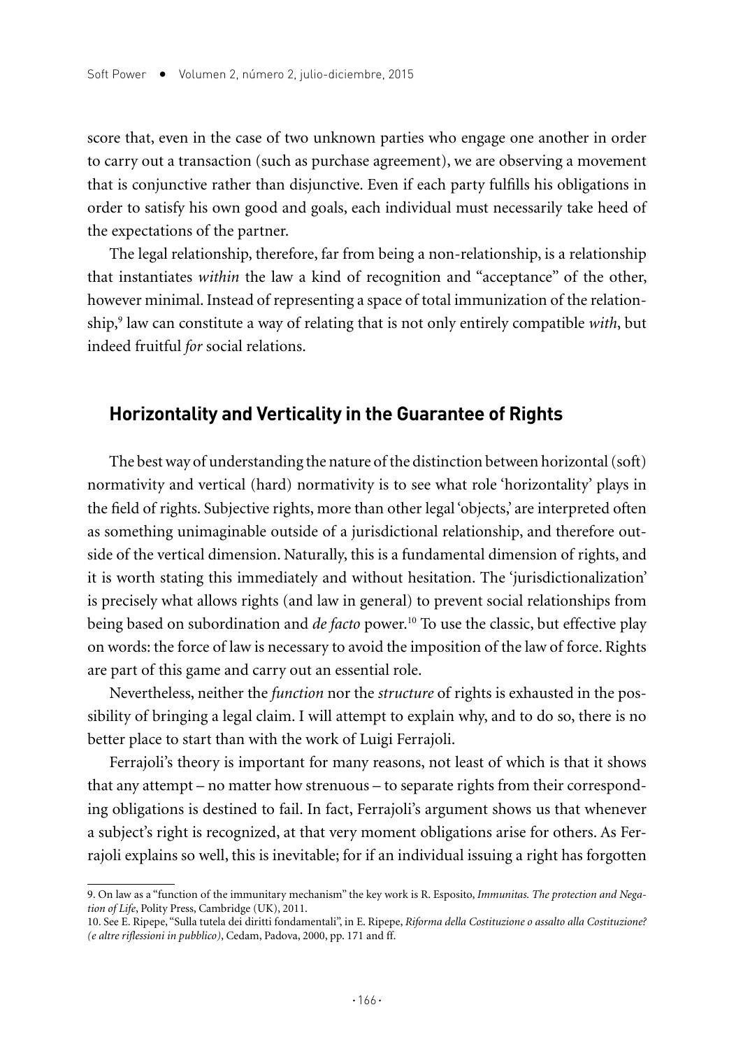score that, even in the case of two unknown parties who engage one another in order to carry out a transaction (such as purchase agreement), we are observing a movement that is conjunctive rather than disjunctive. Even if each party fulfills his obligations in order to satisfy his own good and goals, each individual must necessarily take heed of the expectations of the partner.

The legal relationship, therefore, far from being a non-relationship, is a relationship that instantiates *within* the law a kind of recognition and "acceptance" of the other, however minimal. Instead of representing a space of total immunization of the relationship,[9] law can constitute a way of relating that is not only entirely compatible *with*, but indeed fruitful *for* social relations.

## Horizontality and Verticality in the Guarantee of Rights

The best way of understanding the nature of the distinction between horizontal (soft) normativity and vertical (hard) normativity is to see what role 'horizontality' plays in the field of rights. Subjective rights, more than other legal 'objects,' are interpreted often as something unimaginable outside of a jurisdictional relationship, and therefore outside of the vertical dimension. Naturally, this is a fundamental dimension of rights, and it is worth stating this immediately and without hesitation. The 'jurisdictionalization' is precisely what allows rights (and law in general) to prevent social relationships from being based on subordination and *de facto* power.[10] To use the classic, but effective play on words: the force of law is necessary to avoid the imposition of the law of force. Rights are part of this game and carry out an essential role.

Nevertheless, neither the *function* nor the *structure* of rights is exhausted in the possibility of bringing a legal claim. I will attempt to explain why, and to do so, there is no better place to start than with the work of Luigi Ferrajoli.

Ferrajoli's theory is important for many reasons, not least of which is that it shows that any attempt – no matter how strenuous – to separate rights from their corresponding obligations is destined to fail. In fact, Ferrajoli's argument shows us that whenever a subject's right is recognized, at that very moment obligations arise for others. As Ferrajoli explains so well, this is inevitable; for if an individual issuing a right has forgotten

---

9. On law as a "function of the immunitary mechanism" the key work is R. Esposito, *Immunitas. The protection and Negation of Life*, Polity Press, Cambridge (UK), 2011.

10. See E. Ripepe, "Sulla tutela dei diritti fondamentali", in E. Ripepe, *Riforma della Costituzione o assalto alla Costituzione? (e altre riflessioni in pubblico)*, Cedam, Padova, 2000, pp. 171 and ff.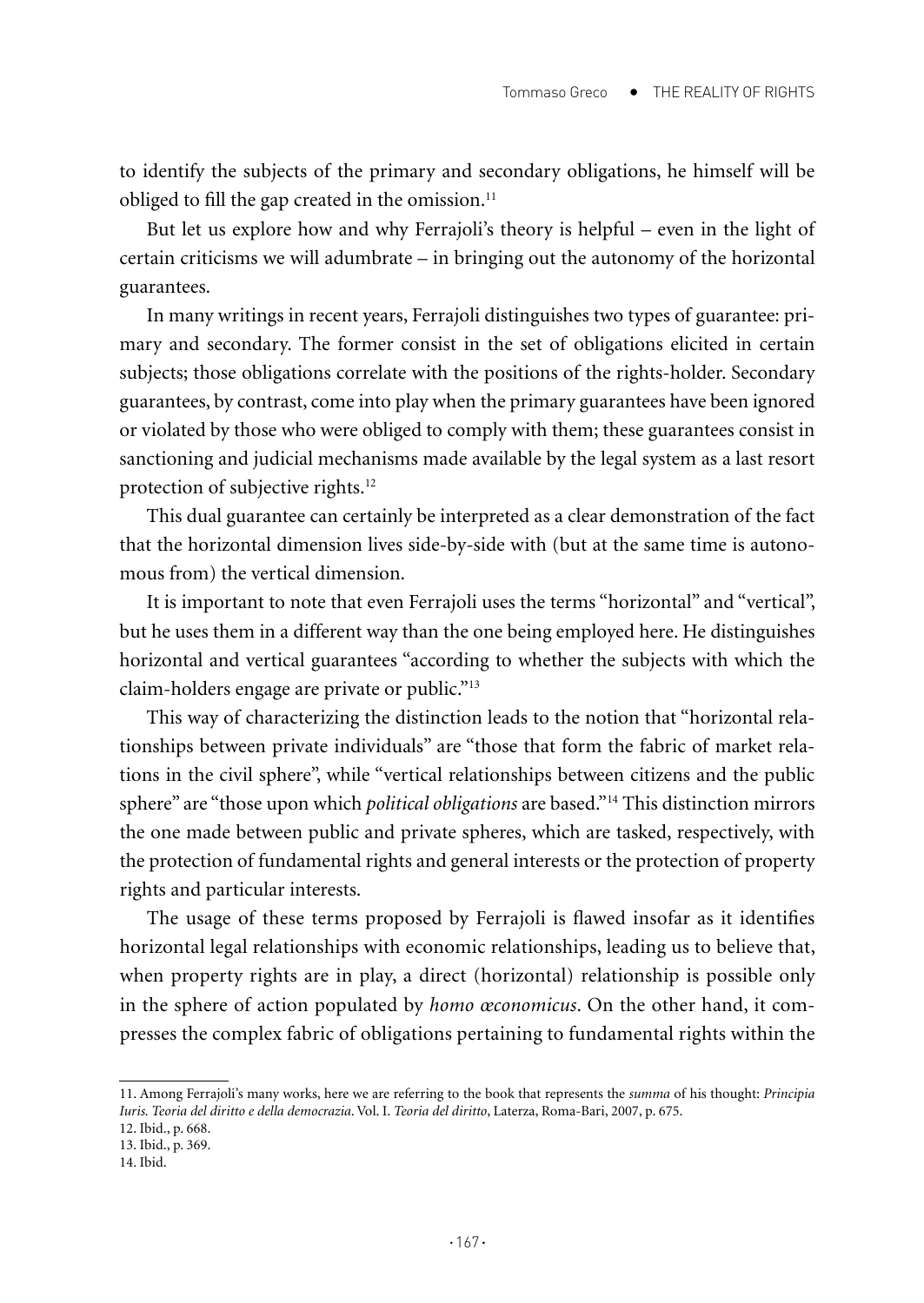to identify the subjects of the primary and secondary obligations, he himself will be obliged to fill the gap created in the omission.[11]

But let us explore how and why Ferrajoli's theory is helpful – even in the light of certain criticisms we will adumbrate – in bringing out the autonomy of the horizontal guarantees.

In many writings in recent years, Ferrajoli distinguishes two types of guarantee: primary and secondary. The former consist in the set of obligations elicited in certain subjects; those obligations correlate with the positions of the rights-holder. Secondary guarantees, by contrast, come into play when the primary guarantees have been ignored or violated by those who were obliged to comply with them; these guarantees consist in sanctioning and judicial mechanisms made available by the legal system as a last resort protection of subjective rights.[12]

This dual guarantee can certainly be interpreted as a clear demonstration of the fact that the horizontal dimension lives side-by-side with (but at the same time is autonomous from) the vertical dimension.

It is important to note that even Ferrajoli uses the terms "horizontal" and "vertical", but he uses them in a different way than the one being employed here. He distinguishes horizontal and vertical guarantees "according to whether the subjects with which the claim-holders engage are private or public."[13]

This way of characterizing the distinction leads to the notion that "horizontal relationships between private individuals" are "those that form the fabric of market relations in the civil sphere", while "vertical relationships between citizens and the public sphere" are "those upon which *political obligations* are based."[14] This distinction mirrors the one made between public and private spheres, which are tasked, respectively, with the protection of fundamental rights and general interests or the protection of property rights and particular interests.

The usage of these terms proposed by Ferrajoli is flawed insofar as it identifies horizontal legal relationships with economic relationships, leading us to believe that, when property rights are in play, a direct (horizontal) relationship is possible only in the sphere of action populated by *homo œconomicus*. On the other hand, it compresses the complex fabric of obligations pertaining to fundamental rights within the

11. Among Ferrajoli's many works, here we are referring to the book that represents the *summa* of his thought: *Principia Iuris. Teoria del diritto e della democrazia*. Vol. I. *Teoria del diritto*, Laterza, Roma-Bari, 2007, p. 675.

12. Ibid., p. 668.

13. Ibid., p. 369.

14. Ibid.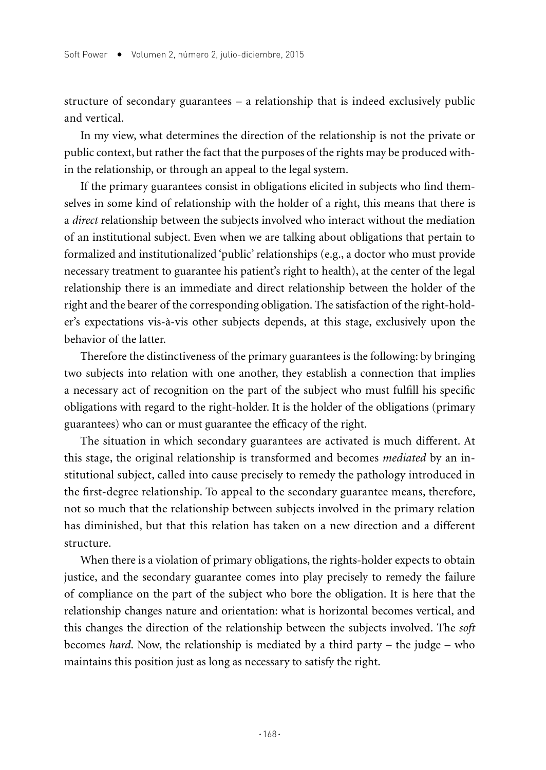structure of secondary guarantees – a relationship that is indeed exclusively public and vertical.

In my view, what determines the direction of the relationship is not the private or public context, but rather the fact that the purposes of the rights may be produced within the relationship, or through an appeal to the legal system.

If the primary guarantees consist in obligations elicited in subjects who find themselves in some kind of relationship with the holder of a right, this means that there is a *direct* relationship between the subjects involved who interact without the mediation of an institutional subject. Even when we are talking about obligations that pertain to formalized and institutionalized 'public' relationships (e.g., a doctor who must provide necessary treatment to guarantee his patient's right to health), at the center of the legal relationship there is an immediate and direct relationship between the holder of the right and the bearer of the corresponding obligation. The satisfaction of the right-holder's expectations vis-à-vis other subjects depends, at this stage, exclusively upon the behavior of the latter.

Therefore the distinctiveness of the primary guarantees is the following: by bringing two subjects into relation with one another, they establish a connection that implies a necessary act of recognition on the part of the subject who must fulfill his specific obligations with regard to the right-holder. It is the holder of the obligations (primary guarantees) who can or must guarantee the efficacy of the right.

The situation in which secondary guarantees are activated is much different. At this stage, the original relationship is transformed and becomes *mediated* by an institutional subject, called into cause precisely to remedy the pathology introduced in the first-degree relationship. To appeal to the secondary guarantee means, therefore, not so much that the relationship between subjects involved in the primary relation has diminished, but that this relation has taken on a new direction and a different structure.

When there is a violation of primary obligations, the rights-holder expects to obtain justice, and the secondary guarantee comes into play precisely to remedy the failure of compliance on the part of the subject who bore the obligation. It is here that the relationship changes nature and orientation: what is horizontal becomes vertical, and this changes the direction of the relationship between the subjects involved. The *soft* becomes *hard*. Now, the relationship is mediated by a third party – the judge – who maintains this position just as long as necessary to satisfy the right.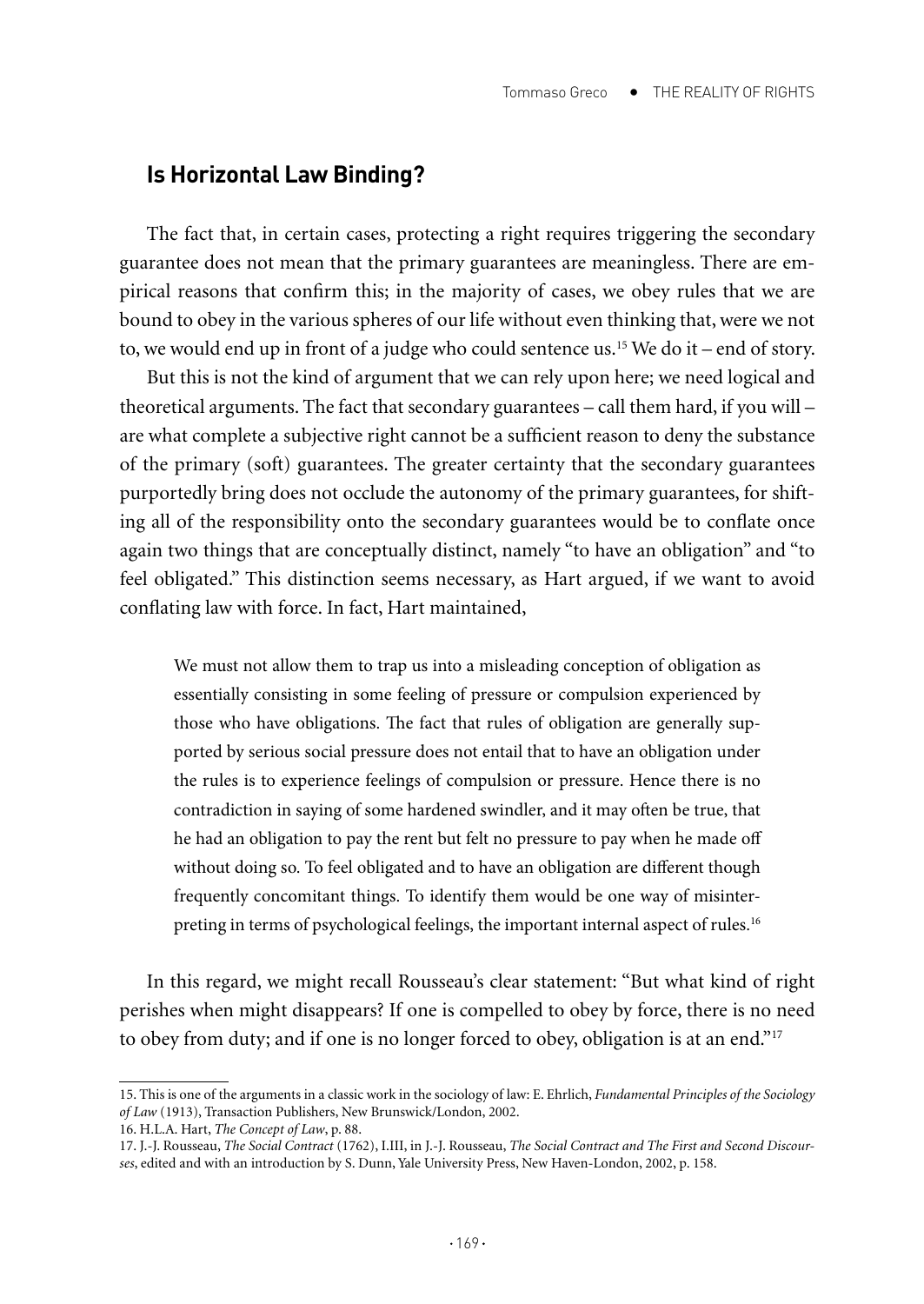## Is Horizontal Law Binding?

The fact that, in certain cases, protecting a right requires triggering the secondary guarantee does not mean that the primary guarantees are meaningless. There are empirical reasons that confirm this; in the majority of cases, we obey rules that we are bound to obey in the various spheres of our life without even thinking that, were we not to, we would end up in front of a judge who could sentence us.[15] We do it – end of story.

But this is not the kind of argument that we can rely upon here; we need logical and theoretical arguments. The fact that secondary guarantees – call them hard, if you will – are what complete a subjective right cannot be a sufficient reason to deny the substance of the primary (soft) guarantees. The greater certainty that the secondary guarantees purportedly bring does not occlude the autonomy of the primary guarantees, for shifting all of the responsibility onto the secondary guarantees would be to conflate once again two things that are conceptually distinct, namely "to have an obligation" and "to feel obligated." This distinction seems necessary, as Hart argued, if we want to avoid conflating law with force. In fact, Hart maintained,

> We must not allow them to trap us into a misleading conception of obligation as essentially consisting in some feeling of pressure or compulsion experienced by those who have obligations. The fact that rules of obligation are generally supported by serious social pressure does not entail that to have an obligation under the rules is to experience feelings of compulsion or pressure. Hence there is no contradiction in saying of some hardened swindler, and it may often be true, that he had an obligation to pay the rent but felt no pressure to pay when he made off without doing so. To feel obligated and to have an obligation are different though frequently concomitant things. To identify them would be one way of misinterpreting in terms of psychological feelings, the important internal aspect of rules.[16]

In this regard, we might recall Rousseau's clear statement: "But what kind of right perishes when might disappears? If one is compelled to obey by force, there is no need to obey from duty; and if one is no longer forced to obey, obligation is at an end."[17]

---

15. This is one of the arguments in a classic work in the sociology of law: E. Ehrlich, *Fundamental Principles of the Sociology of Law* (1913), Transaction Publishers, New Brunswick/London, 2002.

16. H.L.A. Hart, *The Concept of Law*, p. 88.

17. J.-J. Rousseau, *The Social Contract* (1762), I.III, in J.-J. Rousseau, *The Social Contract and The First and Second Discourses*, edited and with an introduction by S. Dunn, Yale University Press, New Haven-London, 2002, p. 158.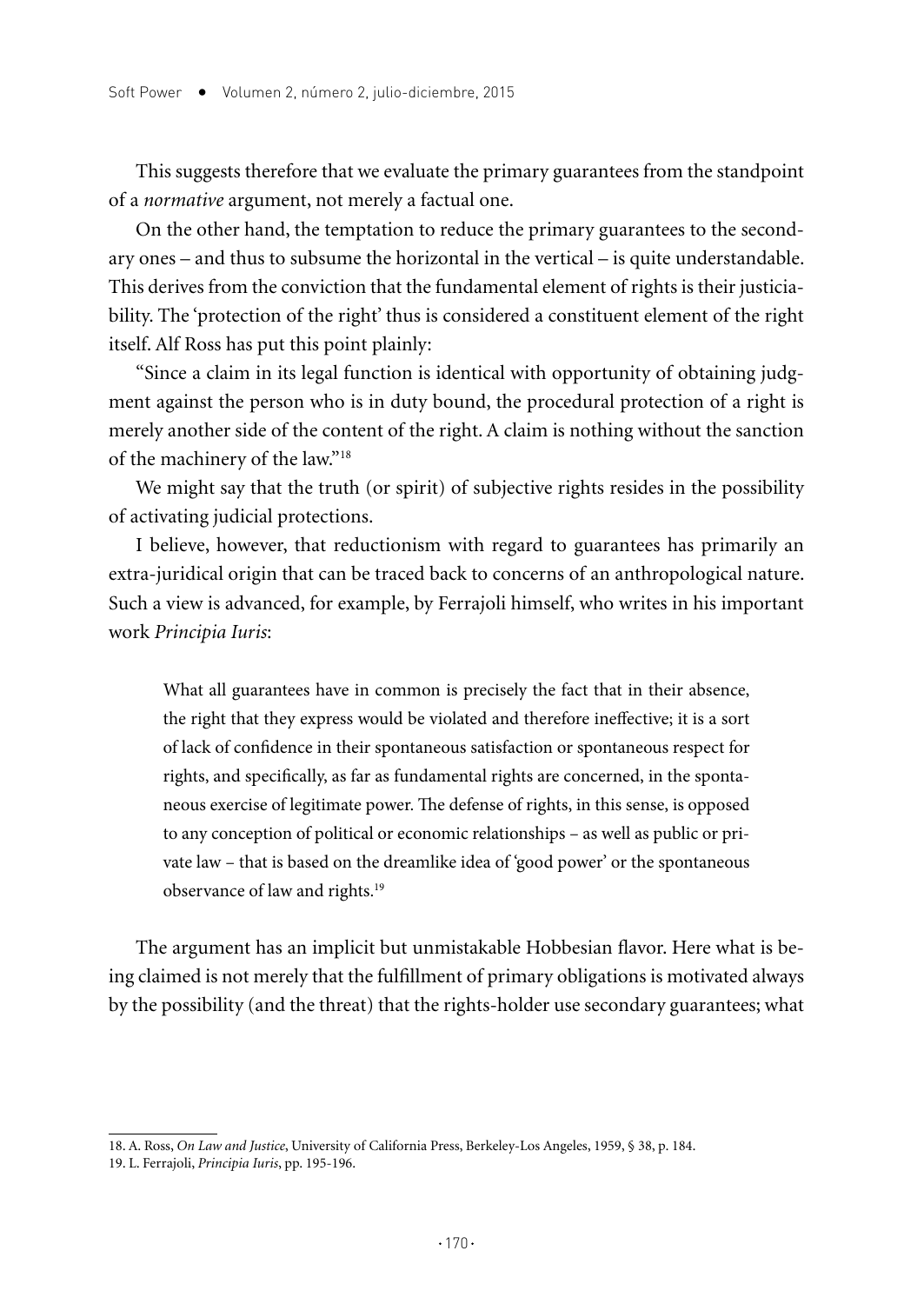This suggests therefore that we evaluate the primary guarantees from the standpoint of a *normative* argument, not merely a factual one.

On the other hand, the temptation to reduce the primary guarantees to the secondary ones – and thus to subsume the horizontal in the vertical – is quite understandable. This derives from the conviction that the fundamental element of rights is their justiciability. The 'protection of the right' thus is considered a constituent element of the right itself. Alf Ross has put this point plainly:

"Since a claim in its legal function is identical with opportunity of obtaining judgment against the person who is in duty bound, the procedural protection of a right is merely another side of the content of the right. A claim is nothing without the sanction of the machinery of the law."[18]

We might say that the truth (or spirit) of subjective rights resides in the possibility of activating judicial protections.

I believe, however, that reductionism with regard to guarantees has primarily an extra-juridical origin that can be traced back to concerns of an anthropological nature. Such a view is advanced, for example, by Ferrajoli himself, who writes in his important work *Principia Iuris*:

> What all guarantees have in common is precisely the fact that in their absence, the right that they express would be violated and therefore ineffective; it is a sort of lack of confidence in their spontaneous satisfaction or spontaneous respect for rights, and specifically, as far as fundamental rights are concerned, in the spontaneous exercise of legitimate power. The defense of rights, in this sense, is opposed to any conception of political or economic relationships – as well as public or private law – that is based on the dreamlike idea of 'good power' or the spontaneous observance of law and rights.[19]

The argument has an implicit but unmistakable Hobbesian flavor. Here what is being claimed is not merely that the fulfillment of primary obligations is motivated always by the possibility (and the threat) that the rights-holder use secondary guarantees; what

---

18. A. Ross, *On Law and Justice*, University of California Press, Berkeley-Los Angeles, 1959, § 38, p. 184.

19. L. Ferrajoli, *Principia Iuris*, pp. 195-196.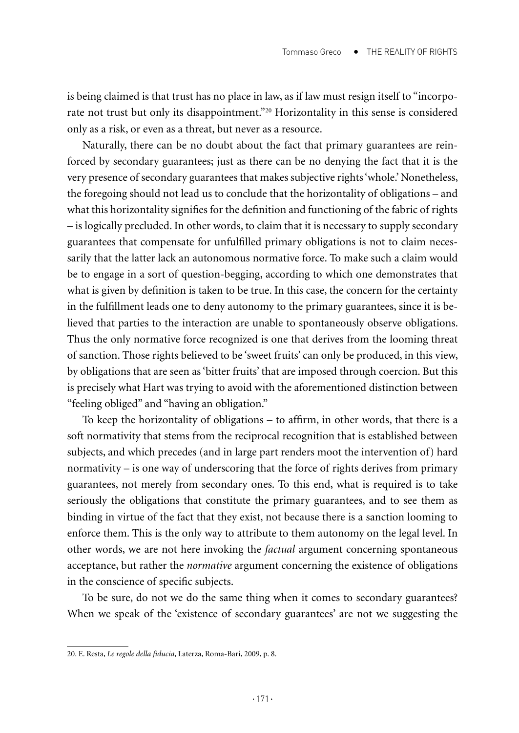is being claimed is that trust has no place in law, as if law must resign itself to "incorporate not trust but only its disappointment."[20] Horizontality in this sense is considered only as a risk, or even as a threat, but never as a resource.

Naturally, there can be no doubt about the fact that primary guarantees are reinforced by secondary guarantees; just as there can be no denying the fact that it is the very presence of secondary guarantees that makes subjective rights 'whole.' Nonetheless, the foregoing should not lead us to conclude that the horizontality of obligations – and what this horizontality signifies for the definition and functioning of the fabric of rights – is logically precluded. In other words, to claim that it is necessary to supply secondary guarantees that compensate for unfulfilled primary obligations is not to claim necessarily that the latter lack an autonomous normative force. To make such a claim would be to engage in a sort of question-begging, according to which one demonstrates that what is given by definition is taken to be true. In this case, the concern for the certainty in the fulfillment leads one to deny autonomy to the primary guarantees, since it is believed that parties to the interaction are unable to spontaneously observe obligations. Thus the only normative force recognized is one that derives from the looming threat of sanction. Those rights believed to be 'sweet fruits' can only be produced, in this view, by obligations that are seen as 'bitter fruits' that are imposed through coercion. But this is precisely what Hart was trying to avoid with the aforementioned distinction between "feeling obliged" and "having an obligation."

To keep the horizontality of obligations – to affirm, in other words, that there is a soft normativity that stems from the reciprocal recognition that is established between subjects, and which precedes (and in large part renders moot the intervention of) hard normativity – is one way of underscoring that the force of rights derives from primary guarantees, not merely from secondary ones. To this end, what is required is to take seriously the obligations that constitute the primary guarantees, and to see them as binding in virtue of the fact that they exist, not because there is a sanction looming to enforce them. This is the only way to attribute to them autonomy on the legal level. In other words, we are not here invoking the *factual* argument concerning spontaneous acceptance, but rather the *normative* argument concerning the existence of obligations in the conscience of specific subjects.

To be sure, do not we do the same thing when it comes to secondary guarantees? When we speak of the 'existence of secondary guarantees' are not we suggesting the

20. E. Resta, *Le regole della fiducia*, Laterza, Roma-Bari, 2009, p. 8.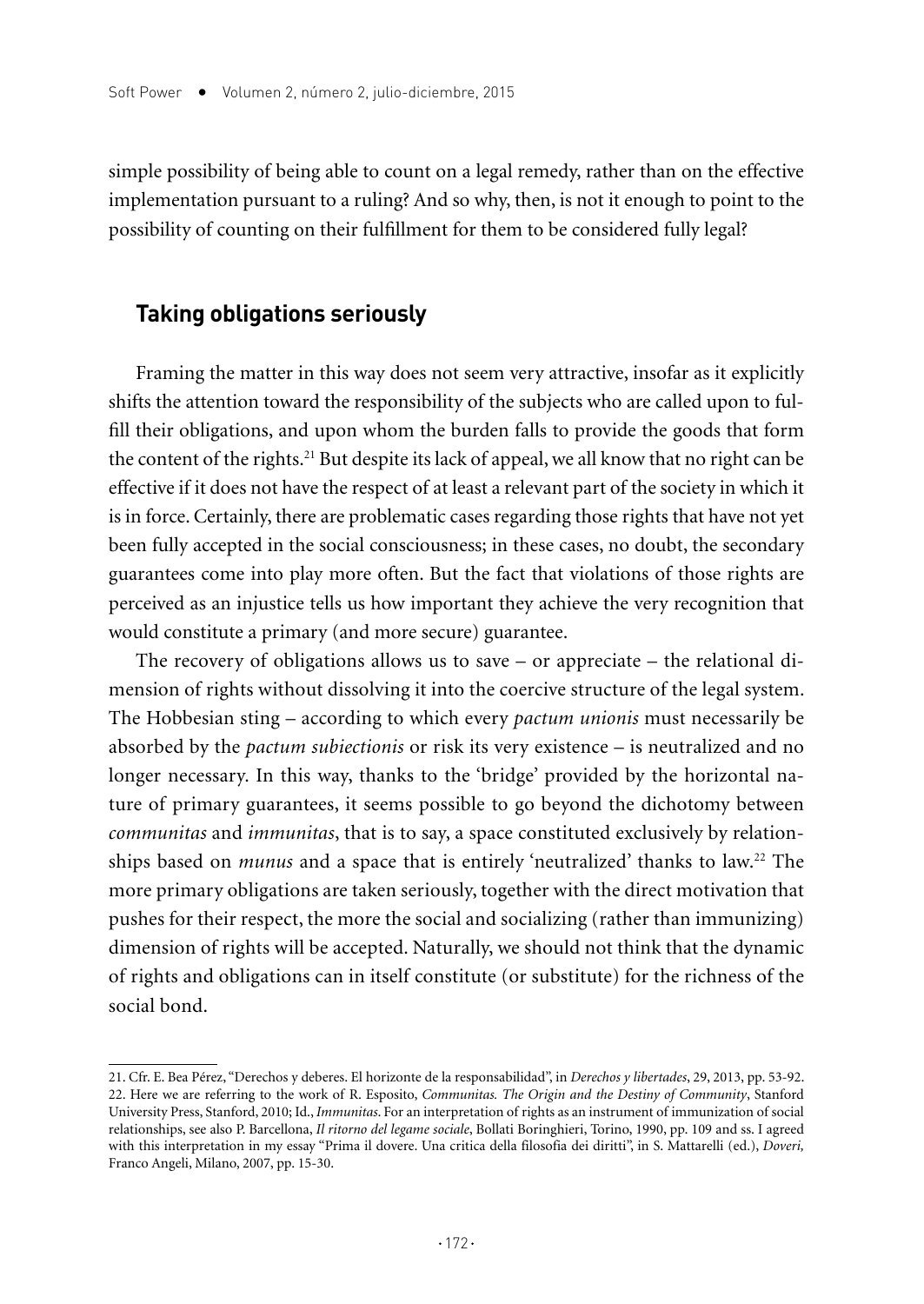simple possibility of being able to count on a legal remedy, rather than on the effective implementation pursuant to a ruling? And so why, then, is not it enough to point to the possibility of counting on their fulfillment for them to be considered fully legal?

## Taking obligations seriously

Framing the matter in this way does not seem very attractive, insofar as it explicitly shifts the attention toward the responsibility of the subjects who are called upon to fulfill their obligations, and upon whom the burden falls to provide the goods that form the content of the rights.[21] But despite its lack of appeal, we all know that no right can be effective if it does not have the respect of at least a relevant part of the society in which it is in force. Certainly, there are problematic cases regarding those rights that have not yet been fully accepted in the social consciousness; in these cases, no doubt, the secondary guarantees come into play more often. But the fact that violations of those rights are perceived as an injustice tells us how important they achieve the very recognition that would constitute a primary (and more secure) guarantee.

The recovery of obligations allows us to save – or appreciate – the relational dimension of rights without dissolving it into the coercive structure of the legal system. The Hobbesian sting – according to which every *pactum unionis* must necessarily be absorbed by the *pactum subiectionis* or risk its very existence – is neutralized and no longer necessary. In this way, thanks to the 'bridge' provided by the horizontal nature of primary guarantees, it seems possible to go beyond the dichotomy between *communitas* and *immunitas*, that is to say, a space constituted exclusively by relationships based on *munus* and a space that is entirely 'neutralized' thanks to law.[22] The more primary obligations are taken seriously, together with the direct motivation that pushes for their respect, the more the social and socializing (rather than immunizing) dimension of rights will be accepted. Naturally, we should not think that the dynamic of rights and obligations can in itself constitute (or substitute) for the richness of the social bond.

21. Cfr. E. Bea Pérez, "Derechos y deberes. El horizonte de la responsabilidad", in *Derechos y libertades*, 29, 2013, pp. 53-92.
22. Here we are referring to the work of R. Esposito, *Communitas. The Origin and the Destiny of Community*, Stanford University Press, Stanford, 2010; Id., *Immunitas*. For an interpretation of rights as an instrument of immunization of social relationships, see also P. Barcellona, *Il ritorno del legame sociale*, Bollati Boringhieri, Torino, 1990, pp. 109 and ss. I agreed with this interpretation in my essay "Prima il dovere. Una critica della filosofia dei diritti", in S. Mattarelli (ed.), *Doveri,* Franco Angeli, Milano, 2007, pp. 15-30.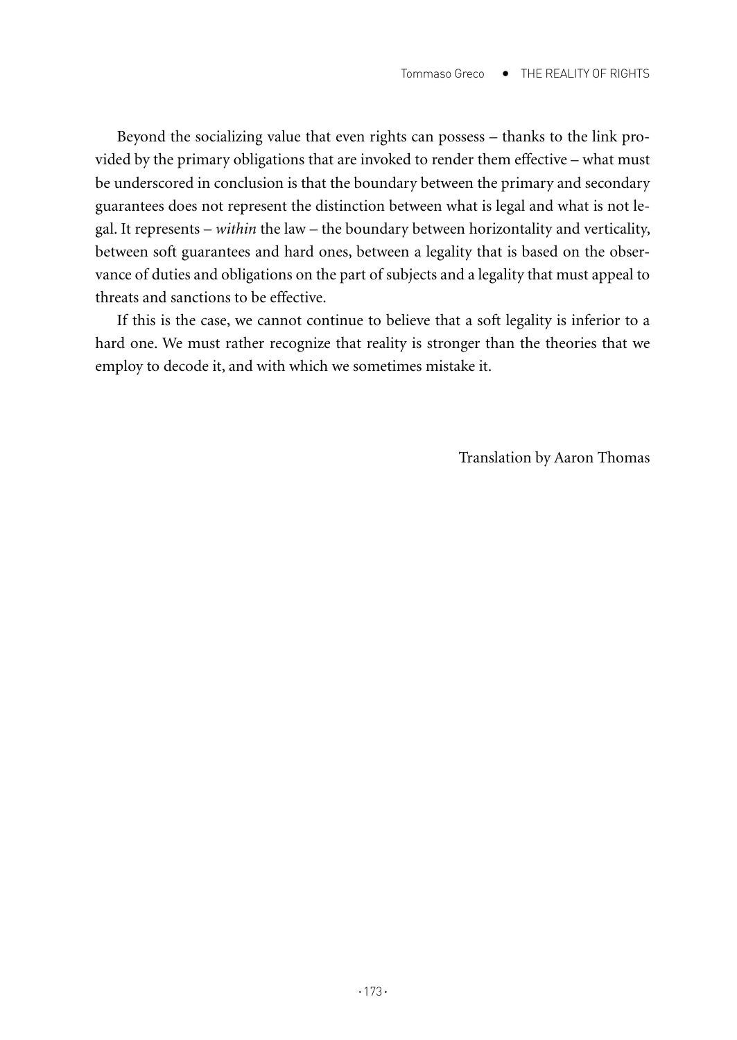Beyond the socializing value that even rights can possess – thanks to the link provided by the primary obligations that are invoked to render them effective – what must be underscored in conclusion is that the boundary between the primary and secondary guarantees does not represent the distinction between what is legal and what is not legal. It represents – *within* the law – the boundary between horizontality and verticality, between soft guarantees and hard ones, between a legality that is based on the observance of duties and obligations on the part of subjects and a legality that must appeal to threats and sanctions to be effective.

If this is the case, we cannot continue to believe that a soft legality is inferior to a hard one. We must rather recognize that reality is stronger than the theories that we employ to decode it, and with which we sometimes mistake it.

Translation by Aaron Thomas